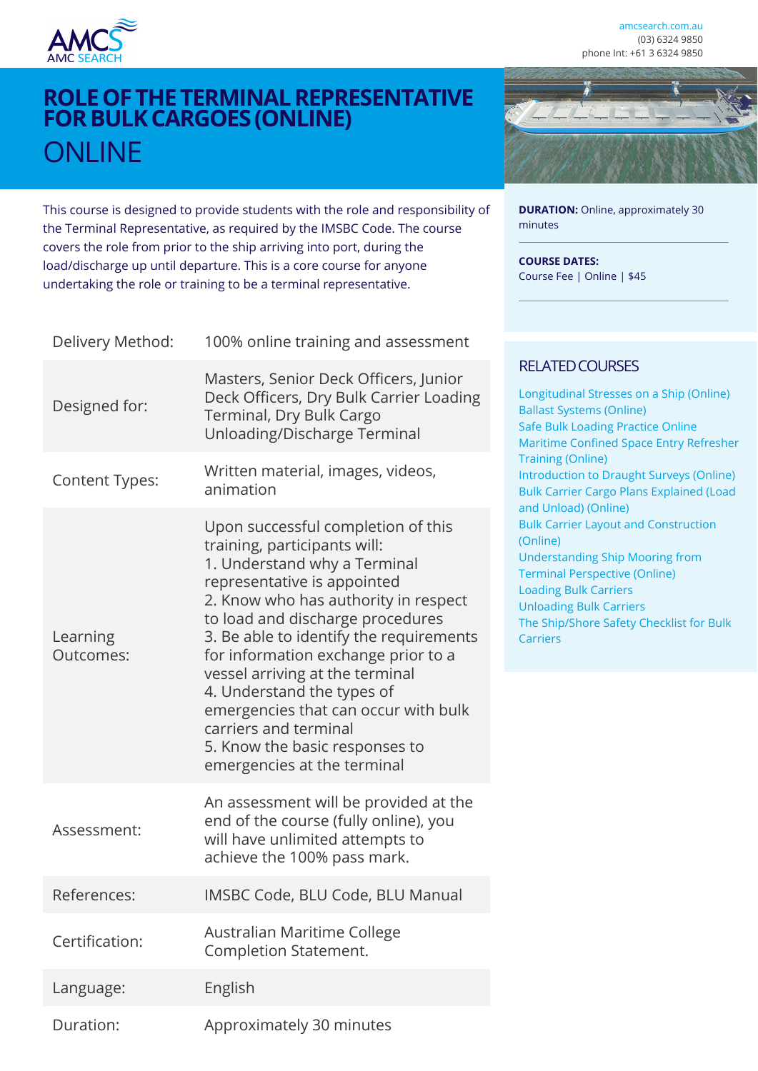AMC SEARCH

amcsearch.com.au
(03) 6324 9850
phone Int: +61 3 6324 9850

# ROLE OF THE TERMINAL REPRESENTATIVE FOR BULK CARGOES (ONLINE)

## ONLINE

This course is designed to provide students with the role and responsibility of the Terminal Representative, as required by the IMSBC Code. The course covers the role from prior to the ship arriving into port, during the load/discharge up until departure. This is a core course for anyone undertaking the role or training to be a terminal representative.

| | |
|---|---|
| Delivery Method: | 100% online training and assessment |
| Designed for: | Masters, Senior Deck Officers, Junior Deck Officers, Dry Bulk Carrier Loading Terminal, Dry Bulk Cargo Unloading/Discharge Terminal |
| Content Types: | Written material, images, videos, animation |
| Learning Outcomes: | Upon successful completion of this training, participants will:<br>1. Understand why a Terminal representative is appointed<br>2. Know who has authority in respect to load and discharge procedures<br>3. Be able to identify the requirements for information exchange prior to a vessel arriving at the terminal<br>4. Understand the types of emergencies that can occur with bulk carriers and terminal<br>5. Know the basic responses to emergencies at the terminal |
| Assessment: | An assessment will be provided at the end of the course (fully online), you will have unlimited attempts to achieve the 100% pass mark. |
| References: | IMSBC Code, BLU Code, BLU Manual |
| Certification: | Australian Maritime College Completion Statement. |
| Language: | English |
| Duration: | Approximately 30 minutes |

**DURATION:** Online, approximately 30 minutes

**COURSE DATES:**
Course Fee | Online | $45

## RELATED COURSES

- Longitudinal Stresses on a Ship (Online)
- Ballast Systems (Online)
- Safe Bulk Loading Practice Online
- Maritime Confined Space Entry Refresher Training (Online)
- Introduction to Draught Surveys (Online)
- Bulk Carrier Cargo Plans Explained (Load and Unload) (Online)
- Bulk Carrier Layout and Construction (Online)
- Understanding Ship Mooring from Terminal Perspective (Online)
- Loading Bulk Carriers
- Unloading Bulk Carriers
- The Ship/Shore Safety Checklist for Bulk Carriers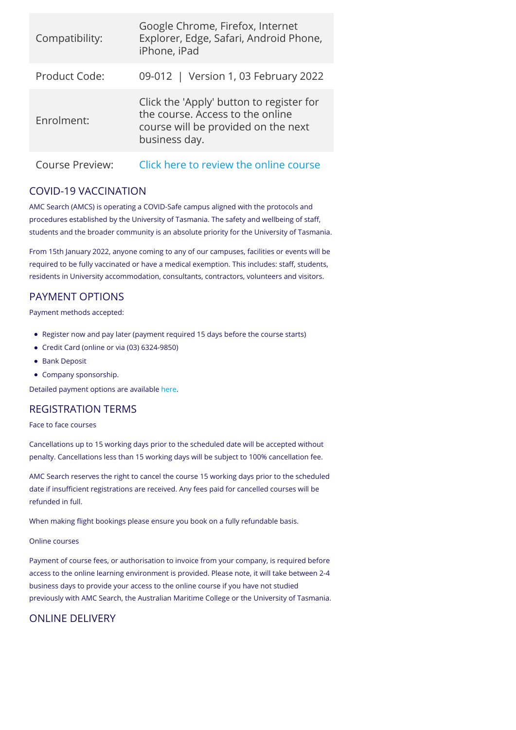| | |
|---|---|
| Compatibility: | Google Chrome, Firefox, Internet Explorer, Edge, Safari, Android Phone, iPhone, iPad |
| Product Code: | 09-012 \| Version 1, 03 February 2022 |
| Enrolment: | Click the 'Apply' button to register for the course. Access to the online course will be provided on the next business day. |
| Course Preview: | Click here to review the online course |

## COVID-19 VACCINATION

AMC Search (AMCS) is operating a COVID-Safe campus aligned with the protocols and procedures established by the University of Tasmania. The safety and wellbeing of staff, students and the broader community is an absolute priority for the University of Tasmania.

From 15th January 2022, anyone coming to any of our campuses, facilities or events will be required to be fully vaccinated or have a medical exemption. This includes: staff, students, residents in University accommodation, consultants, contractors, volunteers and visitors.

## PAYMENT OPTIONS

Payment methods accepted:

- Register now and pay later (payment required 15 days before the course starts)
- Credit Card (online or via (03) 6324-9850)
- Bank Deposit
- Company sponsorship.

Detailed payment options are available here.

## REGISTRATION TERMS

Face to face courses

Cancellations up to 15 working days prior to the scheduled date will be accepted without penalty. Cancellations less than 15 working days will be subject to 100% cancellation fee.

AMC Search reserves the right to cancel the course 15 working days prior to the scheduled date if insufficient registrations are received. Any fees paid for cancelled courses will be refunded in full.

When making flight bookings please ensure you book on a fully refundable basis.

Online courses

Payment of course fees, or authorisation to invoice from your company, is required before access to the online learning environment is provided. Please note, it will take between 2-4 business days to provide your access to the online course if you have not studied previously with AMC Search, the Australian Maritime College or the University of Tasmania.

## ONLINE DELIVERY